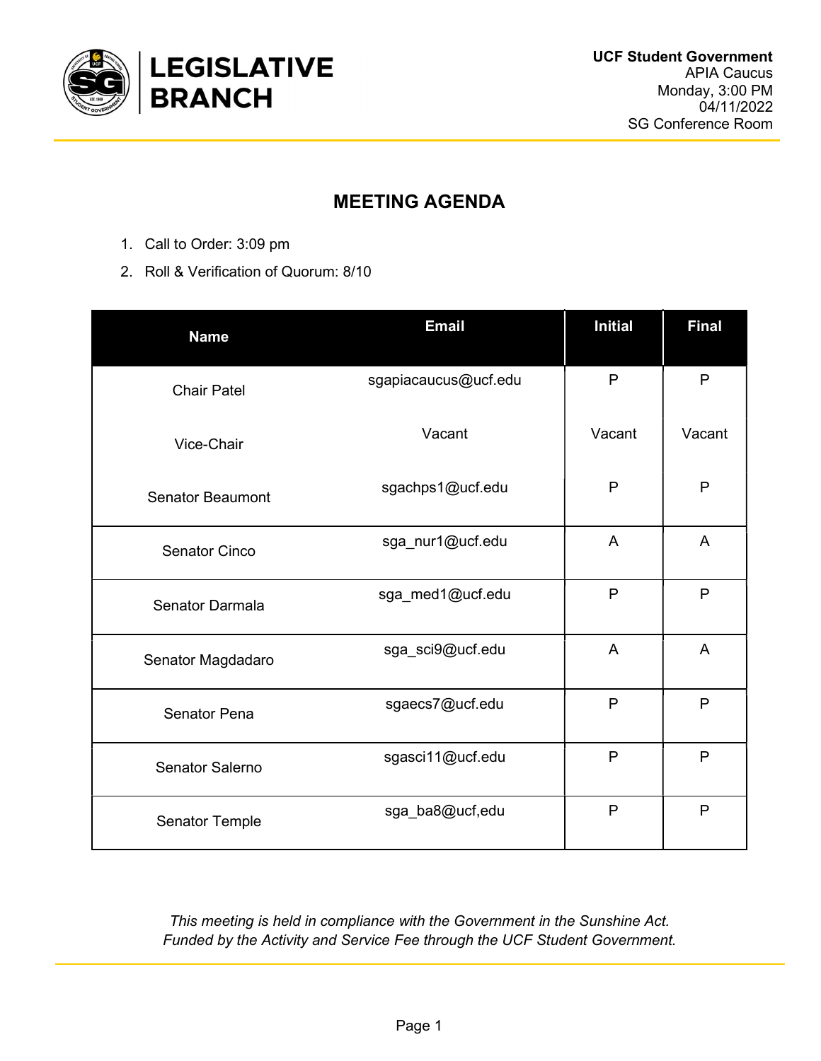**LEGISLATIVE BRANCH**

**UCF Student Government**
APIA Caucus
Monday, 3:00 PM
04/11/2022
SG Conference Room

## MEETING AGENDA

1. Call to Order: 3:09 pm
2. Roll & Verification of Quorum: 8/10

| Name | Email | Initial | Final |
|---|---|---|---|
| Chair Patel | sgapiacaucus@ucf.edu | P | P |
| Vice-Chair | Vacant | Vacant | Vacant |
| Senator Beaumont | sgachps1@ucf.edu | P | P |
| Senator Cinco | sga_nur1@ucf.edu | A | A |
| Senator Darmala | sga_med1@ucf.edu | P | P |
| Senator Magdadaro | sga_sci9@ucf.edu | A | A |
| Senator Pena | sgaecs7@ucf.edu | P | P |
| Senator Salerno | sgasci11@ucf.edu | P | P |
| Senator Temple | sga_ba8@ucf,edu | P | P |

*This meeting is held in compliance with the Government in the Sunshine Act.*
*Funded by the Activity and Service Fee through the UCF Student Government.*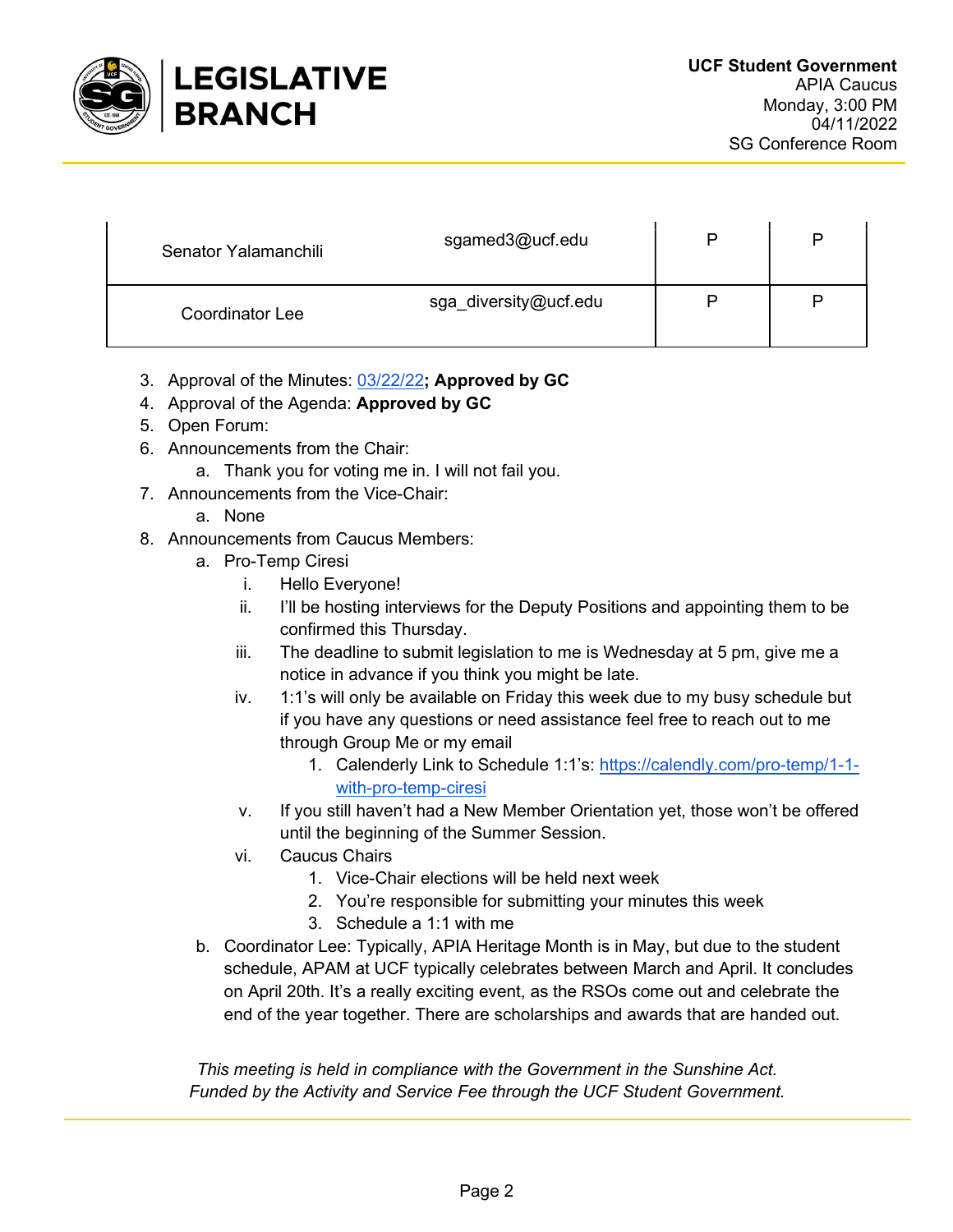| | | | |
|---|---|---|---|
| Senator Yalamanchili | sgamed3@ucf.edu | P | P |
| Coordinator Lee | sga_diversity@ucf.edu | P | P |

3. Approval of the Minutes: 03/22/22**; Approved by GC**
4. Approval of the Agenda: **Approved by GC**
5. Open Forum:
6. Announcements from the Chair:
   a. Thank you for voting me in. I will not fail you.
7. Announcements from the Vice-Chair:
   a. None
8. Announcements from Caucus Members:
   a. Pro-Temp Ciresi
      i. Hello Everyone!
      ii. I'll be hosting interviews for the Deputy Positions and appointing them to be confirmed this Thursday.
      iii. The deadline to submit legislation to me is Wednesday at 5 pm, give me a notice in advance if you think you might be late.
      iv. 1:1's will only be available on Friday this week due to my busy schedule but if you have any questions or need assistance feel free to reach out to me through Group Me or my email
         1. Calenderly Link to Schedule 1:1's: https://calendly.com/pro-temp/1-1-with-pro-temp-ciresi
      v. If you still haven't had a New Member Orientation yet, those won't be offered until the beginning of the Summer Session.
      vi. Caucus Chairs
         1. Vice-Chair elections will be held next week
         2. You're responsible for submitting your minutes this week
         3. Schedule a 1:1 with me
   b. Coordinator Lee: Typically, APIA Heritage Month is in May, but due to the student schedule, APAM at UCF typically celebrates between March and April. It concludes on April 20th. It's a really exciting event, as the RSOs come out and celebrate the end of the year together. There are scholarships and awards that are handed out.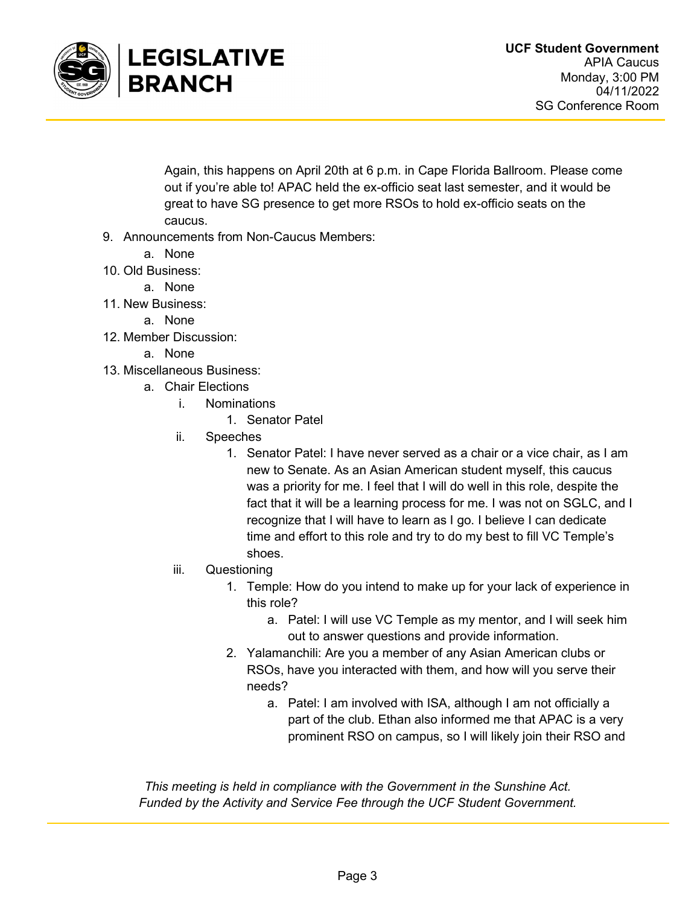Again, this happens on April 20th at 6 p.m. in Cape Florida Ballroom. Please come out if you're able to! APAC held the ex-officio seat last semester, and it would be great to have SG presence to get more RSOs to hold ex-officio seats on the caucus.

9. Announcements from Non-Caucus Members:
   a. None
10. Old Business:
    a. None
11. New Business:
    a. None
12. Member Discussion:
    a. None
13. Miscellaneous Business:
    a. Chair Elections
       i. Nominations
          1. Senator Patel
       ii. Speeches
          1. Senator Patel: I have never served as a chair or a vice chair, as I am new to Senate. As an Asian American student myself, this caucus was a priority for me. I feel that I will do well in this role, despite the fact that it will be a learning process for me. I was not on SGLC, and I recognize that I will have to learn as I go. I believe I can dedicate time and effort to this role and try to do my best to fill VC Temple's shoes.
       iii. Questioning
          1. Temple: How do you intend to make up for your lack of experience in this role?
             a. Patel: I will use VC Temple as my mentor, and I will seek him out to answer questions and provide information.
          2. Yalamanchili: Are you a member of any Asian American clubs or RSOs, have you interacted with them, and how will you serve their needs?
             a. Patel: I am involved with ISA, although I am not officially a part of the club. Ethan also informed me that APAC is a very prominent RSO on campus, so I will likely join their RSO and

*This meeting is held in compliance with the Government in the Sunshine Act.*
*Funded by the Activity and Service Fee through the UCF Student Government.*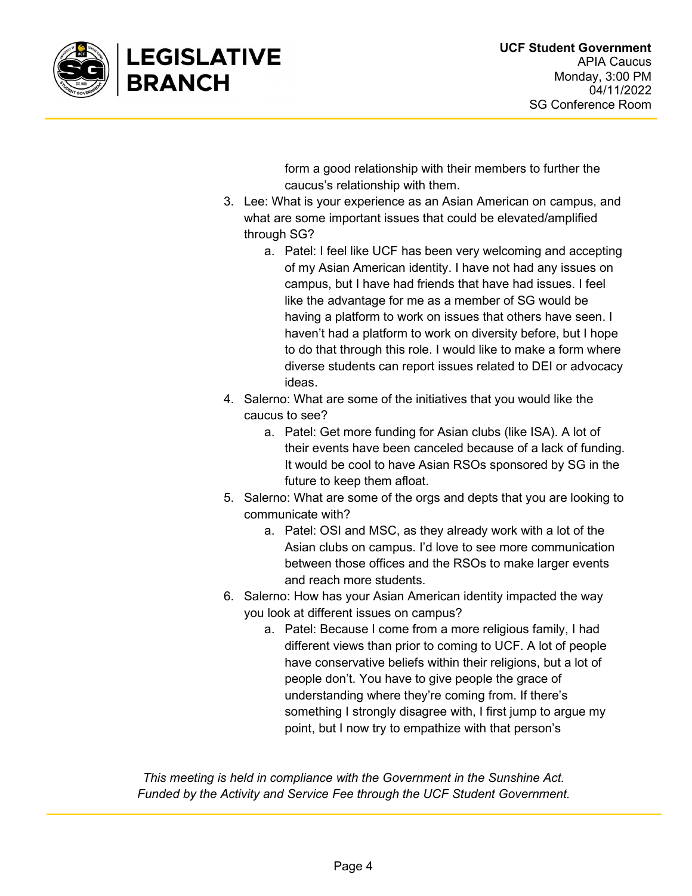form a good relationship with their members to further the caucus's relationship with them.

3. Lee: What is your experience as an Asian American on campus, and what are some important issues that could be elevated/amplified through SG?
    a. Patel: I feel like UCF has been very welcoming and accepting of my Asian American identity. I have not had any issues on campus, but I have had friends that have had issues. I feel like the advantage for me as a member of SG would be having a platform to work on issues that others have seen. I haven't had a platform to work on diversity before, but I hope to do that through this role. I would like to make a form where diverse students can report issues related to DEI or advocacy ideas.
4. Salerno: What are some of the initiatives that you would like the caucus to see?
    a. Patel: Get more funding for Asian clubs (like ISA). A lot of their events have been canceled because of a lack of funding. It would be cool to have Asian RSOs sponsored by SG in the future to keep them afloat.
5. Salerno: What are some of the orgs and depts that you are looking to communicate with?
    a. Patel: OSI and MSC, as they already work with a lot of the Asian clubs on campus. I'd love to see more communication between those offices and the RSOs to make larger events and reach more students.
6. Salerno: How has your Asian American identity impacted the way you look at different issues on campus?
    a. Patel: Because I come from a more religious family, I had different views than prior to coming to UCF. A lot of people have conservative beliefs within their religions, but a lot of people don't. You have to give people the grace of understanding where they're coming from. If there's something I strongly disagree with, I first jump to argue my point, but I now try to empathize with that person's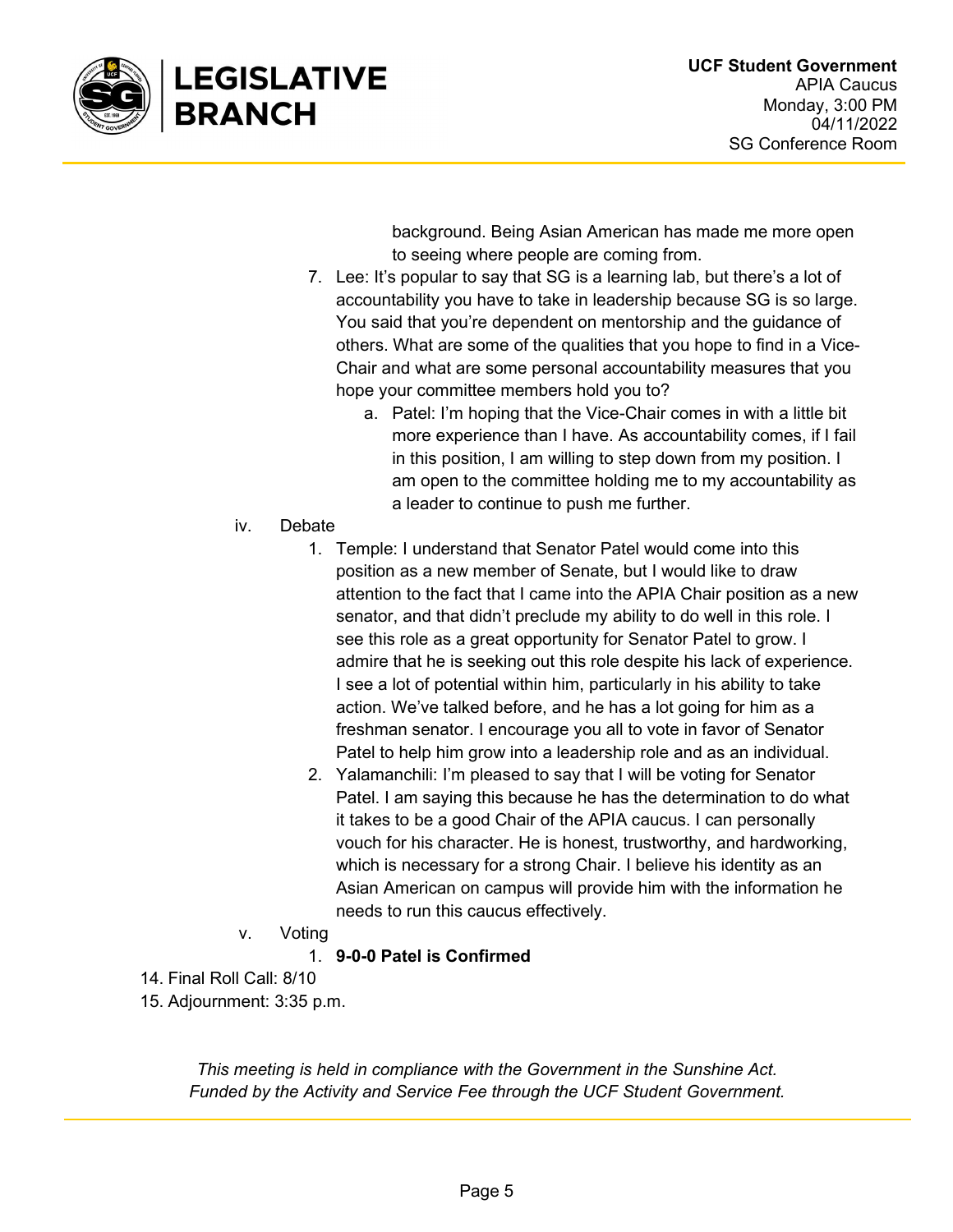background. Being Asian American has made me more open to seeing where people are coming from.

7. Lee: It's popular to say that SG is a learning lab, but there's a lot of accountability you have to take in leadership because SG is so large. You said that you're dependent on mentorship and the guidance of others. What are some of the qualities that you hope to find in a Vice-Chair and what are some personal accountability measures that you hope your committee members hold you to?
    a. Patel: I'm hoping that the Vice-Chair comes in with a little bit more experience than I have. As accountability comes, if I fail in this position, I am willing to step down from my position. I am open to the committee holding me to my accountability as a leader to continue to push me further.

iv. Debate

1. Temple: I understand that Senator Patel would come into this position as a new member of Senate, but I would like to draw attention to the fact that I came into the APIA Chair position as a new senator, and that didn't preclude my ability to do well in this role. I see this role as a great opportunity for Senator Patel to grow. I admire that he is seeking out this role despite his lack of experience. I see a lot of potential within him, particularly in his ability to take action. We've talked before, and he has a lot going for him as a freshman senator. I encourage you all to vote in favor of Senator Patel to help him grow into a leadership role and as an individual.
2. Yalamanchili: I'm pleased to say that I will be voting for Senator Patel. I am saying this because he has the determination to do what it takes to be a good Chair of the APIA caucus. I can personally vouch for his character. He is honest, trustworthy, and hardworking, which is necessary for a strong Chair. I believe his identity as an Asian American on campus will provide him with the information he needs to run this caucus effectively.

v. Voting

1. **9-0-0 Patel is Confirmed**

14. Final Roll Call: 8/10
15. Adjournment: 3:35 p.m.

*This meeting is held in compliance with the Government in the Sunshine Act.*
*Funded by the Activity and Service Fee through the UCF Student Government.*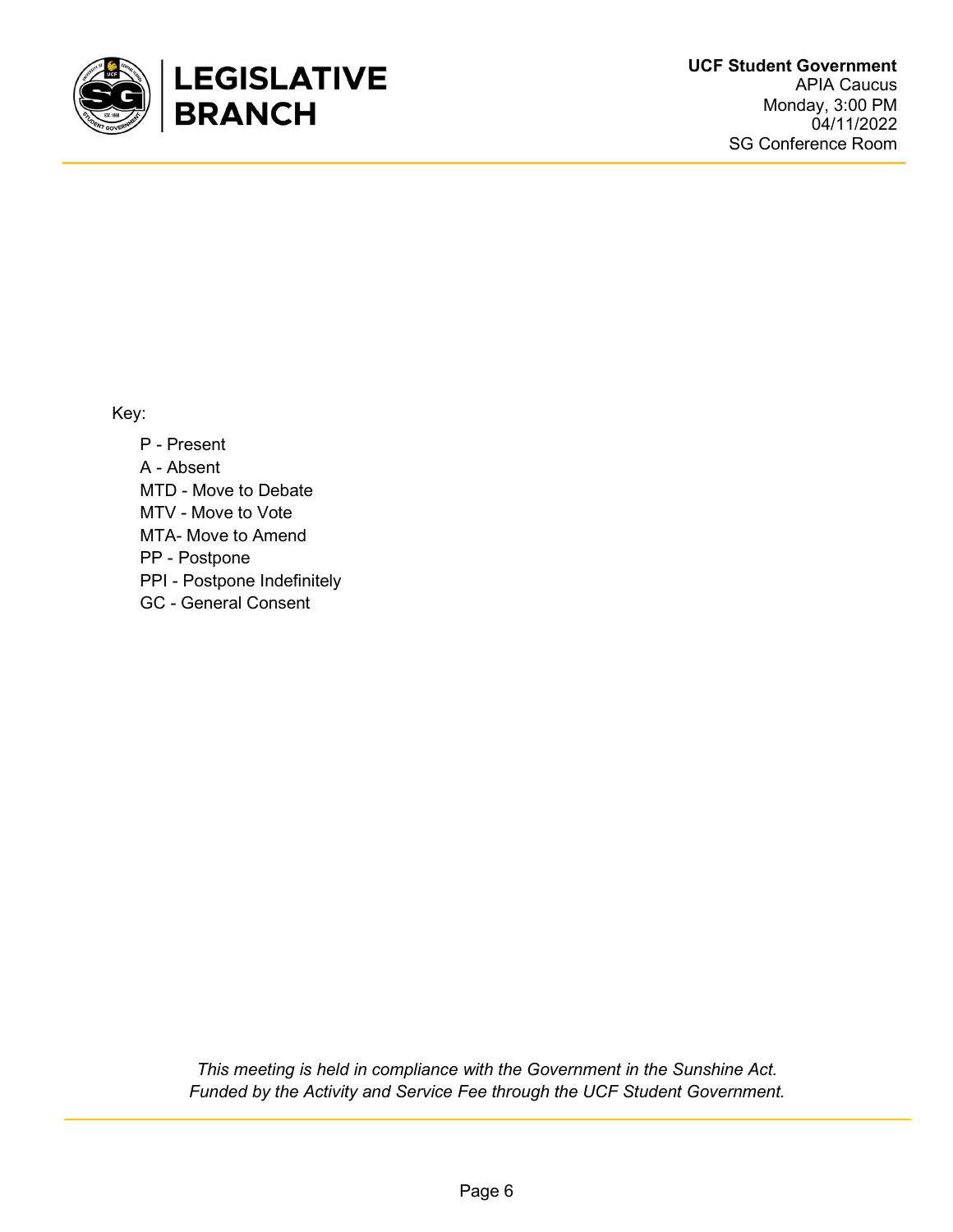Key:

- P - Present
- A - Absent
- MTD - Move to Debate
- MTV - Move to Vote
- MTA- Move to Amend
- PP - Postpone
- PPI - Postpone Indefinitely
- GC - General Consent